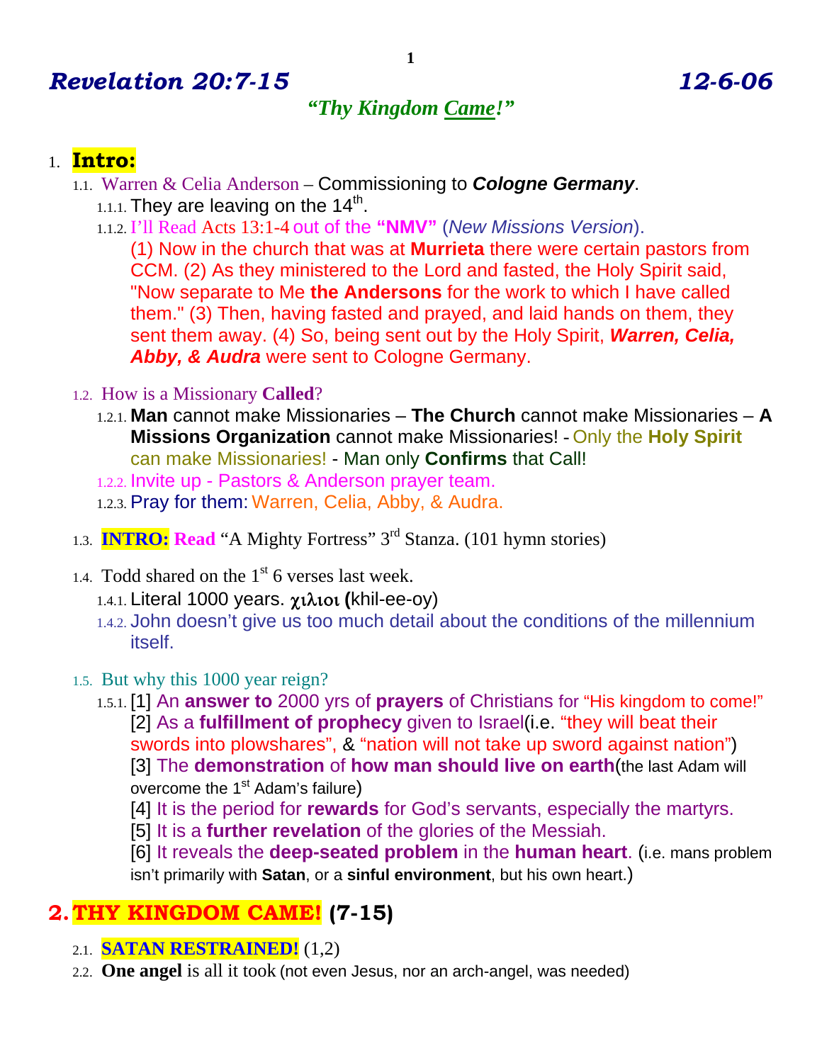# *Revelation 20:7-15* *12-6-06*

***"Thy Kingdom Came!"***

1. **Intro:**
   1.1. Warren & Celia Anderson – Commissioning to ***Cologne Germany***.
      1.1.1. They are leaving on the 14th.
      1.1.2. I'll Read Acts 13:1-4 out of the **"NMV"** (*New Missions Version*).
      (1) Now in the church that was at **Murrieta** there were certain pastors from CCM. (2) As they ministered to the Lord and fasted, the Holy Spirit said, "Now separate to Me **the Andersons** for the work to which I have called them." (3) Then, having fasted and prayed, and laid hands on them, they sent them away. (4) So, being sent out by the Holy Spirit, ***Warren, Celia, Abby, & Audra*** were sent to Cologne Germany.

   1.2. How is a Missionary **Called**?
      1.2.1. **Man** cannot make Missionaries – **The Church** cannot make Missionaries – **A Missions Organization** cannot make Missionaries! - Only the **Holy Spirit** can make Missionaries! - Man only **Confirms** that Call!
      1.2.2. Invite up - Pastors & Anderson prayer team.
      1.2.3. Pray for them: Warren, Celia, Abby, & Audra.

   1.3. **INTRO: Read** "A Mighty Fortress" 3rd Stanza. (101 hymn stories)

   1.4. Todd shared on the 1st 6 verses last week.
      1.4.1. Literal 1000 years. χιλιοι (khil-ee-oy)
      1.4.2. John doesn't give us too much detail about the conditions of the millennium itself.

   1.5. But why this 1000 year reign?
      1.5.1. [1] An **answer to** 2000 yrs of **prayers** of Christians for "His kingdom to come!"
      [2] As a **fulfillment of prophecy** given to Israel(i.e. "they will beat their swords into plowshares", & "nation will not take up sword against nation")
      [3] The **demonstration** of **how man should live on earth**(the last Adam will overcome the 1st Adam's failure)
      [4] It is the period for **rewards** for God's servants, especially the martyrs.
      [5] It is a **further revelation** of the glories of the Messiah.
      [6] It reveals the **deep-seated problem** in the **human heart**. (i.e. mans problem isn't primarily with **Satan**, or a **sinful environment**, but his own heart.)

## 2. THY KINGDOM CAME! (7-15)

   2.1. **SATAN RESTRAINED!** (1,2)
   2.2. **One angel** is all it took (not even Jesus, nor an arch-angel, was needed)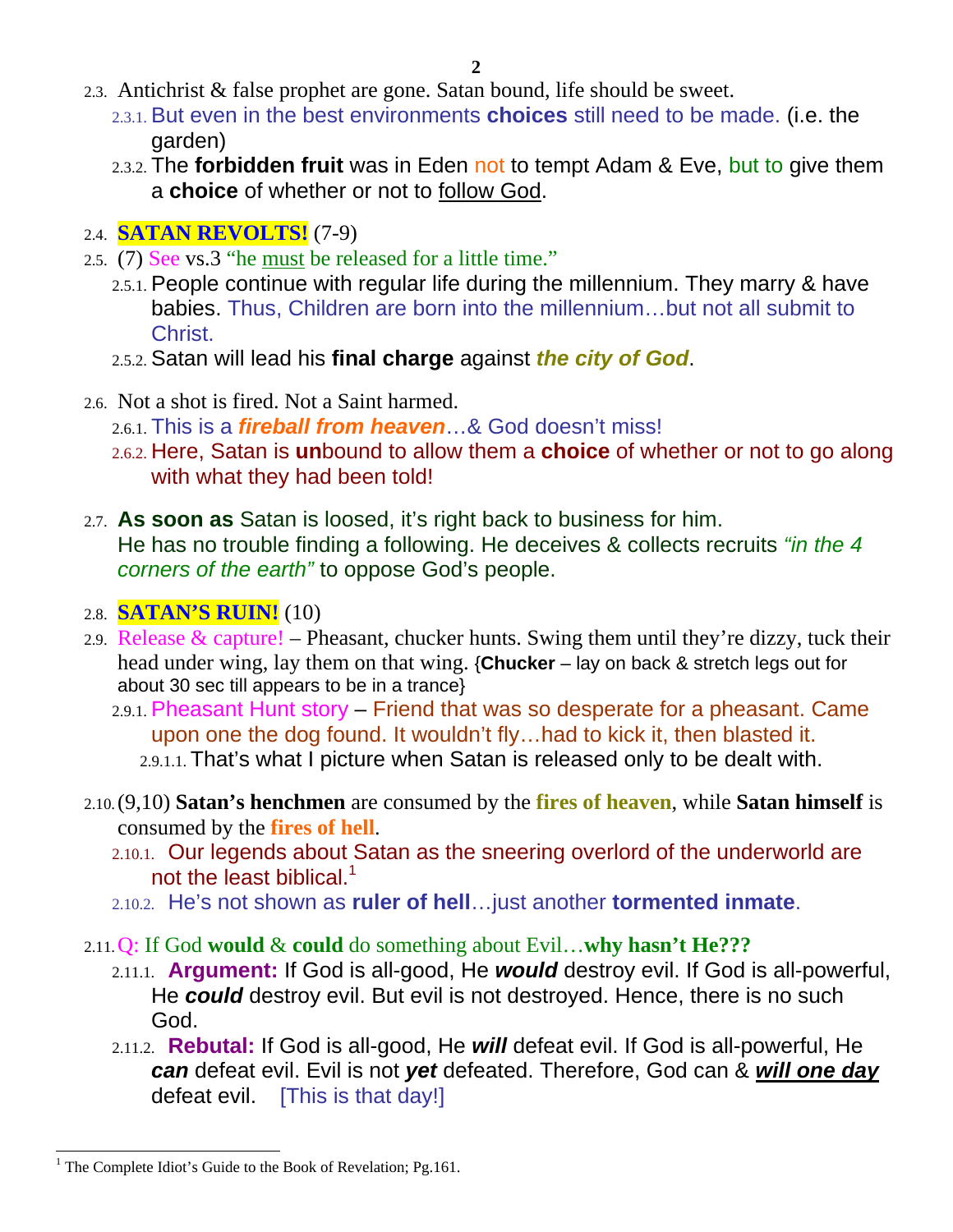- 2.3. Antichrist & false prophet are gone. Satan bound, life should be sweet.
  - 2.3.1. But even in the best environments **choices** still need to be made. (i.e. the garden)
  - 2.3.2. The **forbidden fruit** was in Eden not to tempt Adam & Eve, but to give them a **choice** of whether or not to follow God.

- 2.4. **SATAN REVOLTS!** (7-9)
- 2.5. (7) See vs.3 "he must be released for a little time."
  - 2.5.1. People continue with regular life during the millennium. They marry & have babies. Thus, Children are born into the millennium…but not all submit to Christ.
  - 2.5.2. Satan will lead his **final charge** against ***the city of God***.

- 2.6. Not a shot is fired. Not a Saint harmed.
  - 2.6.1. This is a ***fireball from heaven***…& God doesn't miss!
  - 2.6.2. Here, Satan is **un**bound to allow them a **choice** of whether or not to go along with what they had been told!

- 2.7. **As soon as** Satan is loosed, it's right back to business for him. He has no trouble finding a following. He deceives & collects recruits *"in the 4 corners of the earth"* to oppose God's people.

- 2.8. **SATAN'S RUIN!** (10)
- 2.9. Release & capture! – Pheasant, chucker hunts. Swing them until they're dizzy, tuck their head under wing, lay them on that wing. {**Chucker** – lay on back & stretch legs out for about 30 sec till appears to be in a trance}
  - 2.9.1. Pheasant Hunt story – Friend that was so desperate for a pheasant. Came upon one the dog found. It wouldn't fly…had to kick it, then blasted it.
    - 2.9.1.1. That's what I picture when Satan is released only to be dealt with.

- 2.10. (9,10) **Satan's henchmen** are consumed by the **fires of heaven**, while **Satan himself** is consumed by the **fires of hell**.
  - 2.10.1. Our legends about Satan as the sneering overlord of the underworld are not the least biblical.[1]
  - 2.10.2. He's not shown as **ruler of hell**…just another **tormented inmate**.

- 2.11. Q: If God **would** & **could** do something about Evil…**why hasn't He???**
  - 2.11.1. **Argument:** If God is all-good, He ***would*** destroy evil. If God is all-powerful, He ***could*** destroy evil. But evil is not destroyed. Hence, there is no such God.
  - 2.11.2. **Rebutal:** If God is all-good, He ***will*** defeat evil. If God is all-powerful, He ***can*** defeat evil. Evil is not ***yet*** defeated. Therefore, God can & ***will one day*** defeat evil. [This is that day!]

---

[1] The Complete Idiot's Guide to the Book of Revelation; Pg.161.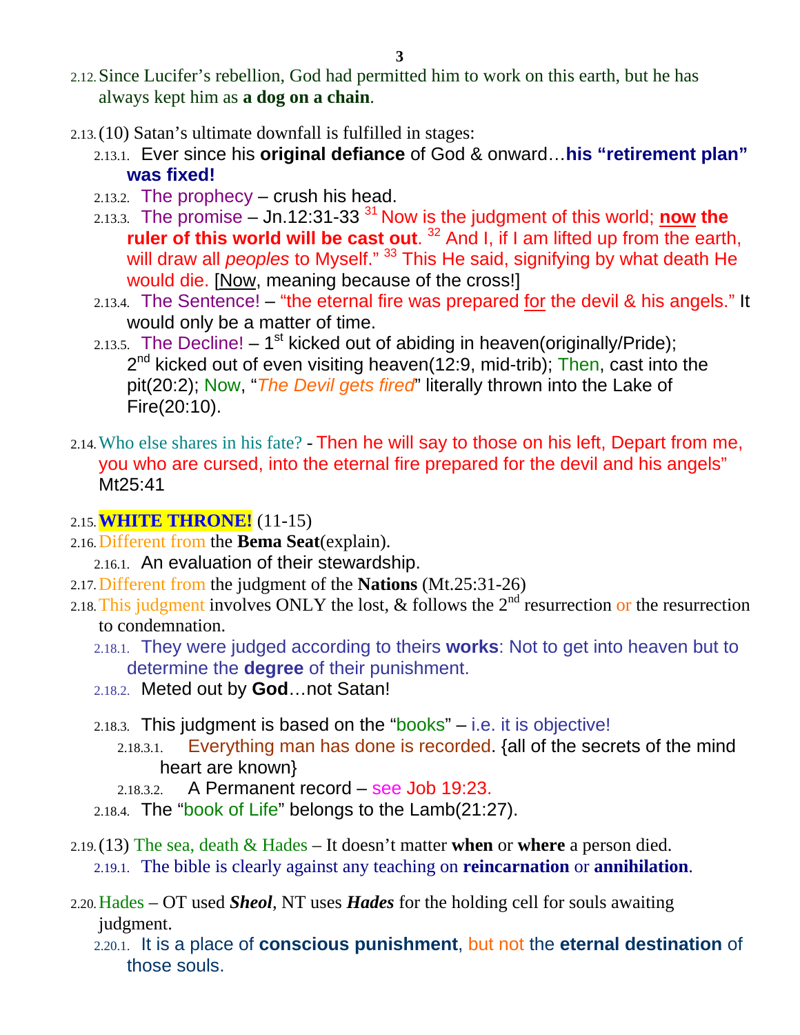2.12. Since Lucifer's rebellion, God had permitted him to work on this earth, but he has always kept him as **a dog on a chain**.

2.13. (10) Satan's ultimate downfall is fulfilled in stages:

- 2.13.1. Ever since his **original defiance** of God & onward…**his "retirement plan" was fixed!**
- 2.13.2. The prophecy – crush his head.
- 2.13.3. The promise – Jn.12:31-33 [31] Now is the judgment of this world; **now the ruler of this world will be cast out**. [32] And I, if I am lifted up from the earth, will draw all *peoples* to Myself." [33] This He said, signifying by what death He would die. [Now, meaning because of the cross!]
- 2.13.4. The Sentence! – "the eternal fire was prepared for the devil & his angels." It would only be a matter of time.
- 2.13.5. The Decline! – 1st kicked out of abiding in heaven(originally/Pride); 2nd kicked out of even visiting heaven(12:9, mid-trib); Then, cast into the pit(20:2); Now, "*The Devil gets fired*" literally thrown into the Lake of Fire(20:10).

2.14. Who else shares in his fate? - Then he will say to those on his left, Depart from me, you who are cursed, into the eternal fire prepared for the devil and his angels" Mt25:41

2.15. **WHITE THRONE!** (11-15)

2.16. Different from the **Bema Seat**(explain).

- 2.16.1. An evaluation of their stewardship.

2.17. Different from the judgment of the **Nations** (Mt.25:31-26)

2.18. This judgment involves ONLY the lost, & follows the 2nd resurrection or the resurrection to condemnation.

- 2.18.1. They were judged according to theirs **works**: Not to get into heaven but to determine the **degree** of their punishment.
- 2.18.2. Meted out by **God**…not Satan!
- 2.18.3. This judgment is based on the "books" – i.e. it is objective!
  - 2.18.3.1. Everything man has done is recorded. {all of the secrets of the mind heart are known}
  - 2.18.3.2. A Permanent record – see Job 19:23.
- 2.18.4. The "book of Life" belongs to the Lamb(21:27).

2.19. (13) The sea, death & Hades – It doesn't matter **when** or **where** a person died.

- 2.19.1. The bible is clearly against any teaching on **reincarnation** or **annihilation**.

2.20. Hades – OT used ***Sheol***, NT uses ***Hades*** for the holding cell for souls awaiting judgment.

- 2.20.1. It is a place of **conscious punishment**, but not the **eternal destination** of those souls.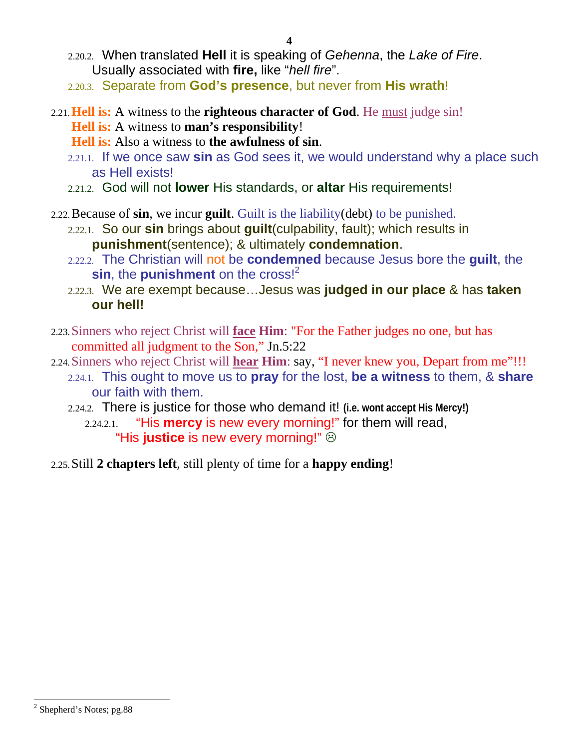2.20.2. When translated **Hell** it is speaking of *Gehenna*, the *Lake of Fire*. Usually associated with **fire,** like "*hell fire*".

2.20.3. Separate from **God's presence**, but never from **His wrath**!

2.21. **Hell is:** A witness to the **righteous character of God**. He must judge sin!
**Hell is:** A witness to **man's responsibility**!
**Hell is:** Also a witness to **the awfulness of sin**.

2.21.1. If we once saw **sin** as God sees it, we would understand why a place such as Hell exists!

2.21.2. God will not **lower** His standards, or **altar** His requirements!

2.22. Because of **sin**, we incur **guilt**. Guilt is the liability(debt) to be punished.

2.22.1. So our **sin** brings about **guilt**(culpability, fault); which results in **punishment**(sentence); & ultimately **condemnation**.

2.22.2. The Christian will not be **condemned** because Jesus bore the **guilt**, the **sin**, the **punishment** on the cross![2]

2.22.3. We are exempt because…Jesus was **judged in our place** & has **taken our hell!**

2.23. Sinners who reject Christ will **face Him**: "For the Father judges no one, but has committed all judgment to the Son," Jn.5:22

2.24. Sinners who reject Christ will **hear Him**: say, "I never knew you, Depart from me"!!!

2.24.1. This ought to move us to **pray** for the lost, **be a witness** to them, & **share** our faith with them.

2.24.2. There is justice for those who demand it! **(i.e. wont accept His Mercy!)**

2.24.2.1. "His **mercy** is new every morning!" for them will read, "His **justice** is new every morning!" ☹

2.25. Still **2 chapters left**, still plenty of time for a **happy ending**!

---

[2] Shepherd's Notes; pg.88